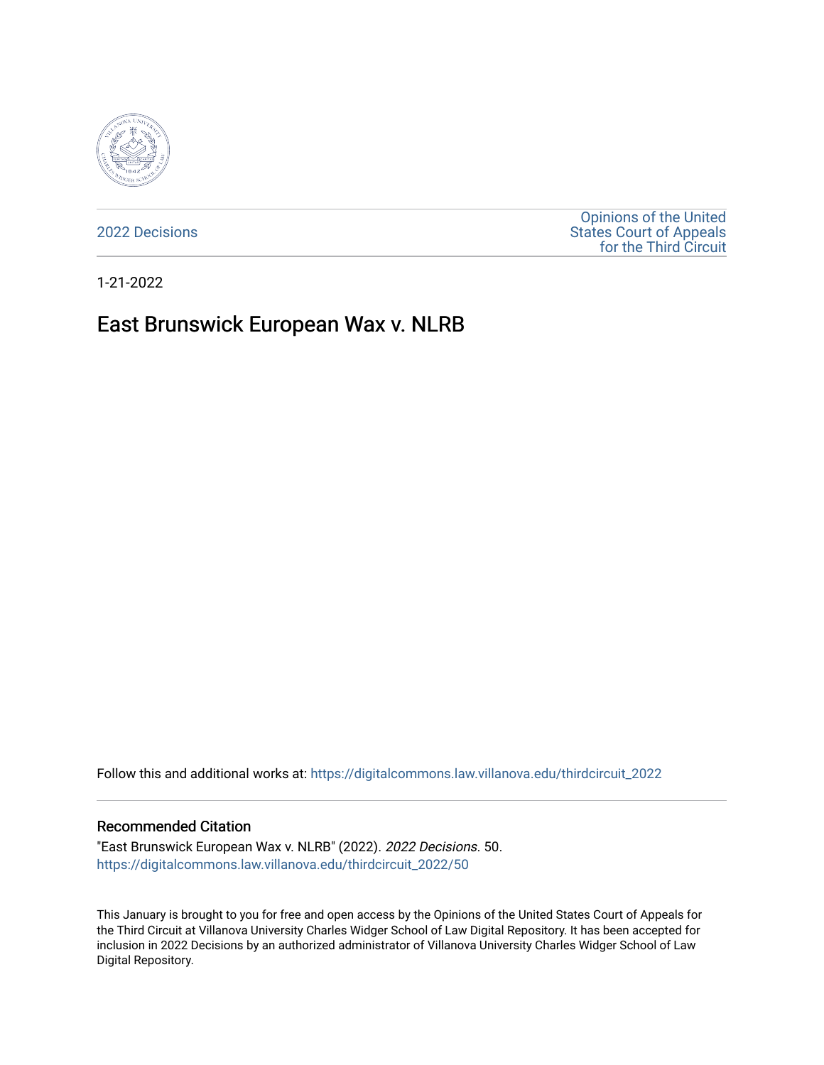2022 Decisions

Opinions of the United States Court of Appeals for the Third Circuit

1-21-2022

# East Brunswick European Wax v. NLRB

Follow this and additional works at: https://digitalcommons.law.villanova.edu/thirdcircuit_2022

## Recommended Citation

"East Brunswick European Wax v. NLRB" (2022). *2022 Decisions*. 50.
https://digitalcommons.law.villanova.edu/thirdcircuit_2022/50

This January is brought to you for free and open access by the Opinions of the United States Court of Appeals for the Third Circuit at Villanova University Charles Widger School of Law Digital Repository. It has been accepted for inclusion in 2022 Decisions by an authorized administrator of Villanova University Charles Widger School of Law Digital Repository.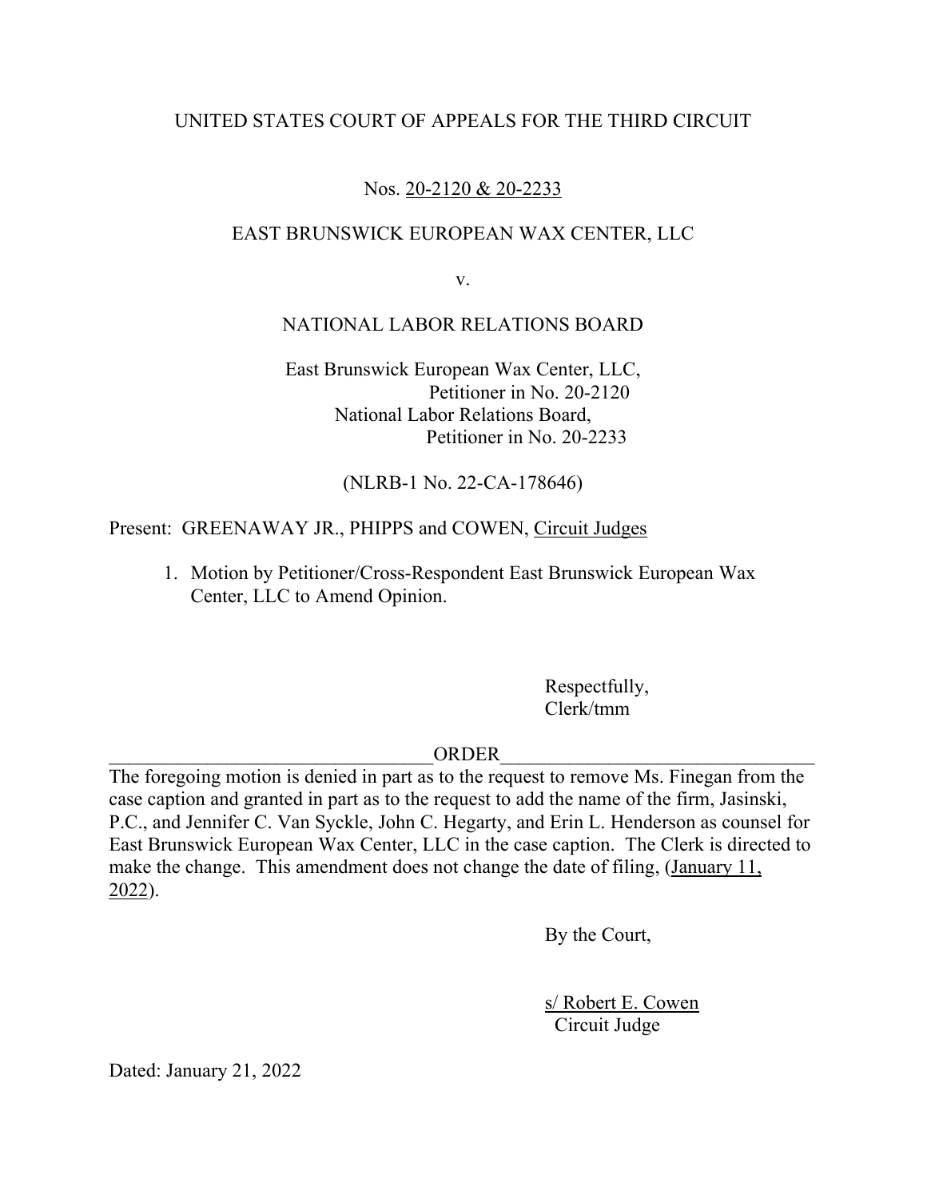UNITED STATES COURT OF APPEALS FOR THE THIRD CIRCUIT

Nos. 20-2120 & 20-2233

EAST BRUNSWICK EUROPEAN WAX CENTER, LLC

v.

NATIONAL LABOR RELATIONS BOARD

East Brunswick European Wax Center, LLC,
Petitioner in No. 20-2120
National Labor Relations Board,
Petitioner in No. 20-2233

(NLRB-1 No. 22-CA-178646)

Present: GREENAWAY JR., PHIPPS and COWEN, Circuit Judges

1. Motion by Petitioner/Cross-Respondent East Brunswick European Wax Center, LLC to Amend Opinion.

Respectfully,
Clerk/tmm

ORDER

The foregoing motion is denied in part as to the request to remove Ms. Finegan from the case caption and granted in part as to the request to add the name of the firm, Jasinski, P.C., and Jennifer C. Van Syckle, John C. Hegarty, and Erin L. Henderson as counsel for East Brunswick European Wax Center, LLC in the case caption. The Clerk is directed to make the change. This amendment does not change the date of filing, (January 11, 2022).

By the Court,

s/ Robert E. Cowen
Circuit Judge

Dated: January 21, 2022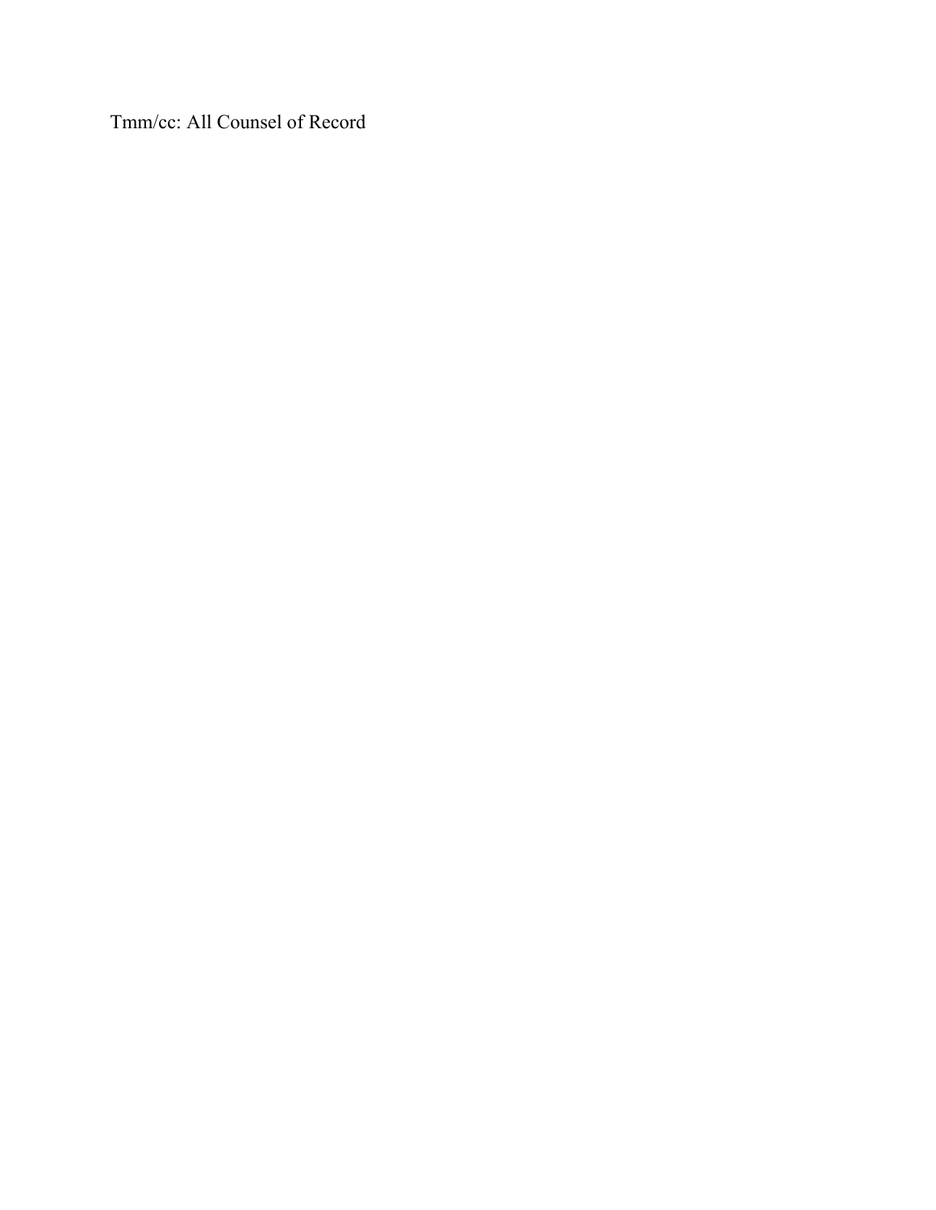Tmm/cc: All Counsel of Record